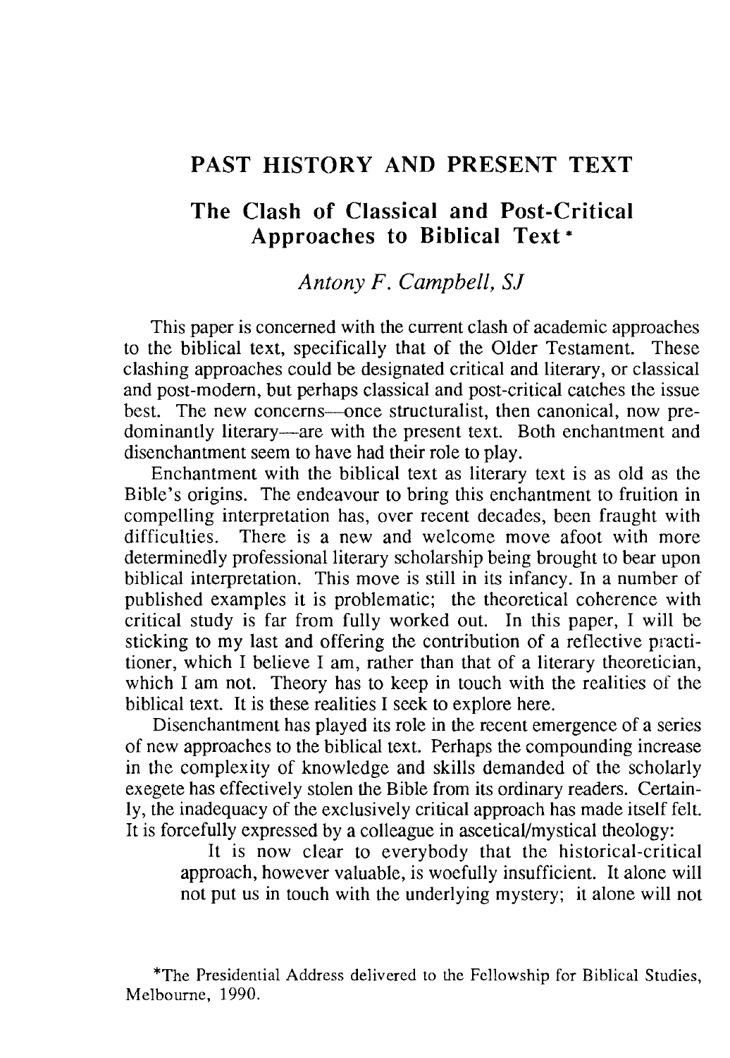# PAST HISTORY AND PRESENT TEXT

## The Clash of Classical and Post-Critical Approaches to Biblical Text*

*Antony F. Campbell, SJ*

This paper is concerned with the current clash of academic approaches to the biblical text, specifically that of the Older Testament. These clashing approaches could be designated critical and literary, or classical and post-modern, but perhaps classical and post-critical catches the issue best. The new concerns—once structuralist, then canonical, now predominantly literary—are with the present text. Both enchantment and disenchantment seem to have had their role to play.

Enchantment with the biblical text as literary text is as old as the Bible's origins. The endeavour to bring this enchantment to fruition in compelling interpretation has, over recent decades, been fraught with difficulties. There is a new and welcome move afoot with more determinedly professional literary scholarship being brought to bear upon biblical interpretation. This move is still in its infancy. In a number of published examples it is problematic; the theoretical coherence with critical study is far from fully worked out. In this paper, I will be sticking to my last and offering the contribution of a reflective practitioner, which I believe I am, rather than that of a literary theoretician, which I am not. Theory has to keep in touch with the realities of the biblical text. It is these realities I seek to explore here.

Disenchantment has played its role in the recent emergence of a series of new approaches to the biblical text. Perhaps the compounding increase in the complexity of knowledge and skills demanded of the scholarly exegete has effectively stolen the Bible from its ordinary readers. Certainly, the inadequacy of the exclusively critical approach has made itself felt. It is forcefully expressed by a colleague in ascetical/mystical theology:

> It is now clear to everybody that the historical-critical approach, however valuable, is woefully insufficient. It alone will not put us in touch with the underlying mystery; it alone will not

*The Presidential Address delivered to the Fellowship for Biblical Studies, Melbourne, 1990.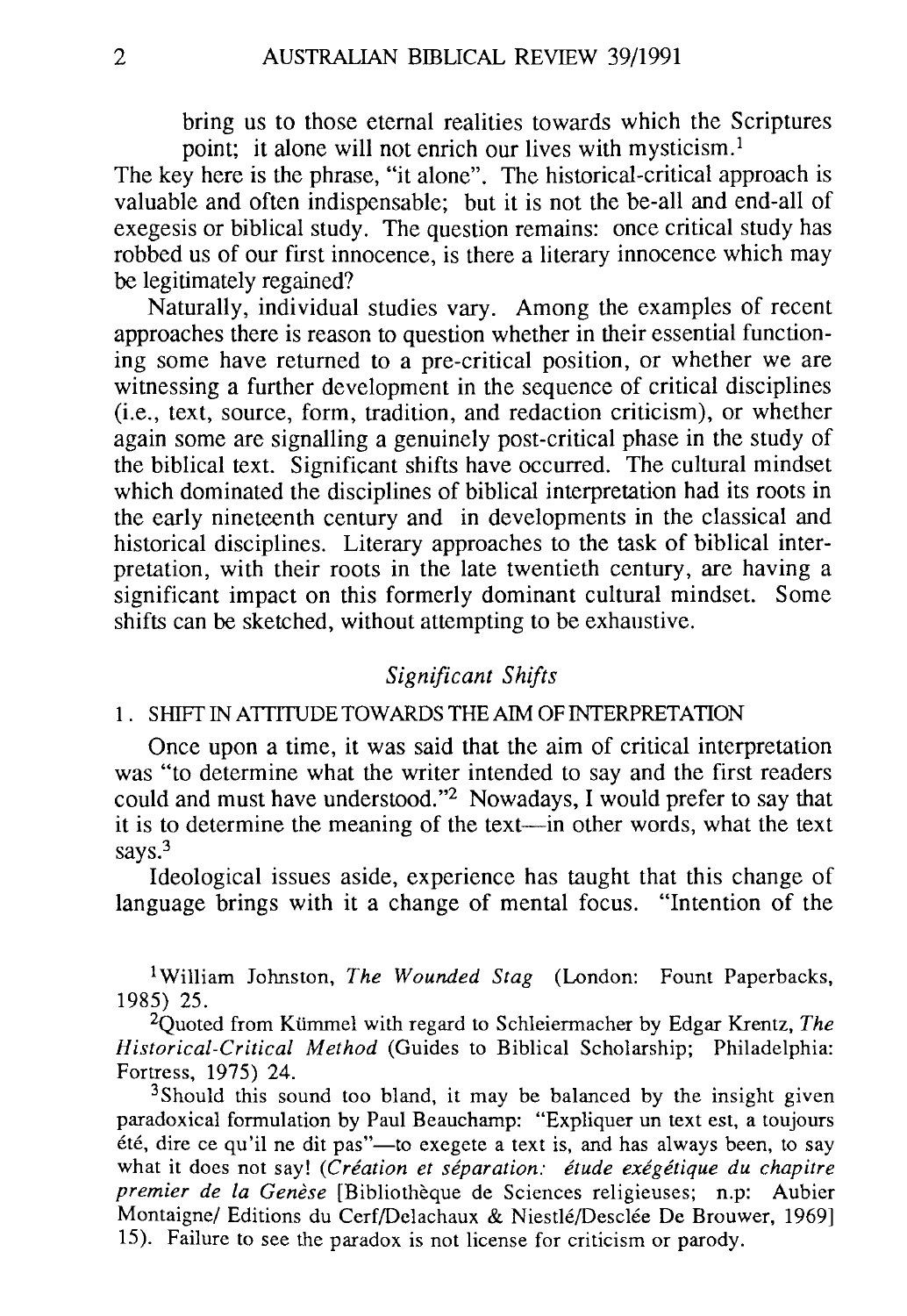> bring us to those eternal realities towards which the Scriptures point; it alone will not enrich our lives with mysticism.[1]

The key here is the phrase, "it alone". The historical-critical approach is valuable and often indispensable; but it is not the be-all and end-all of exegesis or biblical study. The question remains: once critical study has robbed us of our first innocence, is there a literary innocence which may be legitimately regained?

Naturally, individual studies vary. Among the examples of recent approaches there is reason to question whether in their essential functioning some have returned to a pre-critical position, or whether we are witnessing a further development in the sequence of critical disciplines (i.e., text, source, form, tradition, and redaction criticism), or whether again some are signalling a genuinely post-critical phase in the study of the biblical text. Significant shifts have occurred. The cultural mindset which dominated the disciplines of biblical interpretation had its roots in the early nineteenth century and in developments in the classical and historical disciplines. Literary approaches to the task of biblical interpretation, with their roots in the late twentieth century, are having a significant impact on this formerly dominant cultural mindset. Some shifts can be sketched, without attempting to be exhaustive.

## *Significant Shifts*

### 1. SHIFT IN ATTITUDE TOWARDS THE AIM OF INTERPRETATION

Once upon a time, it was said that the aim of critical interpretation was "to determine what the writer intended to say and the first readers could and must have understood."[2] Nowadays, I would prefer to say that it is to determine the meaning of the text—in other words, what the text says.[3]

Ideological issues aside, experience has taught that this change of language brings with it a change of mental focus. "Intention of the

---

[1] William Johnston, *The Wounded Stag* (London: Fount Paperbacks, 1985) 25.

[2] Quoted from Kümmel with regard to Schleiermacher by Edgar Krentz, *The Historical-Critical Method* (Guides to Biblical Scholarship; Philadelphia: Fortress, 1975) 24.

[3] Should this sound too bland, it may be balanced by the insight given paradoxical formulation by Paul Beauchamp: "Expliquer un text est, a toujours été, dire ce qu'il ne dit pas"—to exegete a text is, and has always been, to say what it does not say! (*Création et séparation: étude exégétique du chapitre premier de la Genèse* [Bibliothèque de Sciences religieuses; n.p: Aubier Montaigne/ Editions du Cerf/Delachaux & Niestlé/Desclée De Brouwer, 1969] 15). Failure to see the paradox is not license for criticism or parody.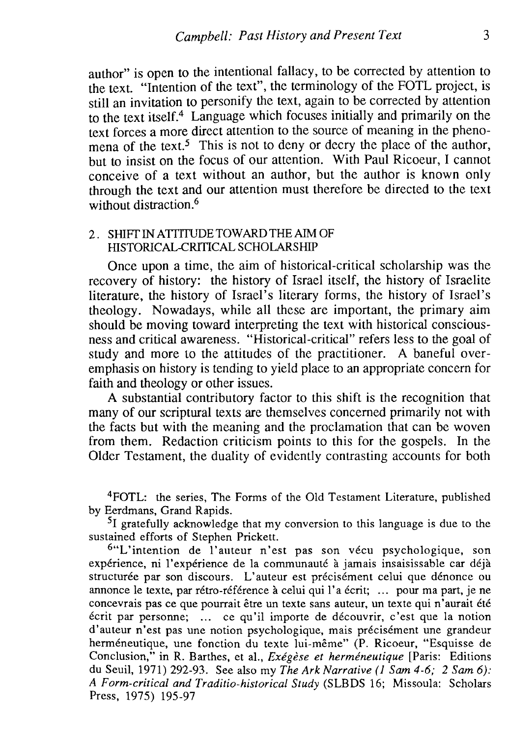author" is open to the intentional fallacy, to be corrected by attention to the text. "Intention of the text", the terminology of the FOTL project, is still an invitation to personify the text, again to be corrected by attention to the text itself.[4] Language which focuses initially and primarily on the text forces a more direct attention to the source of meaning in the phenomena of the text.[5] This is not to deny or decry the place of the author, but to insist on the focus of our attention. With Paul Ricoeur, I cannot conceive of a text without an author, but the author is known only through the text and our attention must therefore be directed to the text without distraction.[6]

## 2. SHIFT IN ATTITUDE TOWARD THE AIM OF HISTORICAL-CRITICAL SCHOLARSHIP

Once upon a time, the aim of historical-critical scholarship was the recovery of history: the history of Israel itself, the history of Israelite literature, the history of Israel's literary forms, the history of Israel's theology. Nowadays, while all these are important, the primary aim should be moving toward interpreting the text with historical consciousness and critical awareness. "Historical-critical" refers less to the goal of study and more to the attitudes of the practitioner. A baneful overemphasis on history is tending to yield place to an appropriate concern for faith and theology or other issues.

A substantial contributory factor to this shift is the recognition that many of our scriptural texts are themselves concerned primarily not with the facts but with the meaning and the proclamation that can be woven from them. Redaction criticism points to this for the gospels. In the Older Testament, the duality of evidently contrasting accounts for both

---

[4] FOTL: the series, The Forms of the Old Testament Literature, published by Eerdmans, Grand Rapids.

[5] I gratefully acknowledge that my conversion to this language is due to the sustained efforts of Stephen Prickett.

[6] "L'intention de l'auteur n'est pas son vécu psychologique, son expérience, ni l'expérience de la communauté à jamais insaisissable car déjà structurée par son discours. L'auteur est précisément celui que dénonce ou annonce le texte, par rétro-référence à celui qui l'a écrit; ... pour ma part, je ne concevrais pas ce que pourrait être un texte sans auteur, un texte qui n'aurait été écrit par personne; ... ce qu'il importe de découvrir, c'est que la notion d'auteur n'est pas une notion psychologique, mais précisément une grandeur herméneutique, une fonction du texte lui-même" (P. Ricoeur, "Esquisse de Conclusion," in R. Barthes, et al., *Exégèse et herméneutique* [Paris: Editions du Seuil, 1971) 292-93. See also my *The Ark Narrative (1 Sam 4-6; 2 Sam 6): A Form-critical and Traditio-historical Study* (SLBDS 16; Missoula: Scholars Press, 1975) 195-97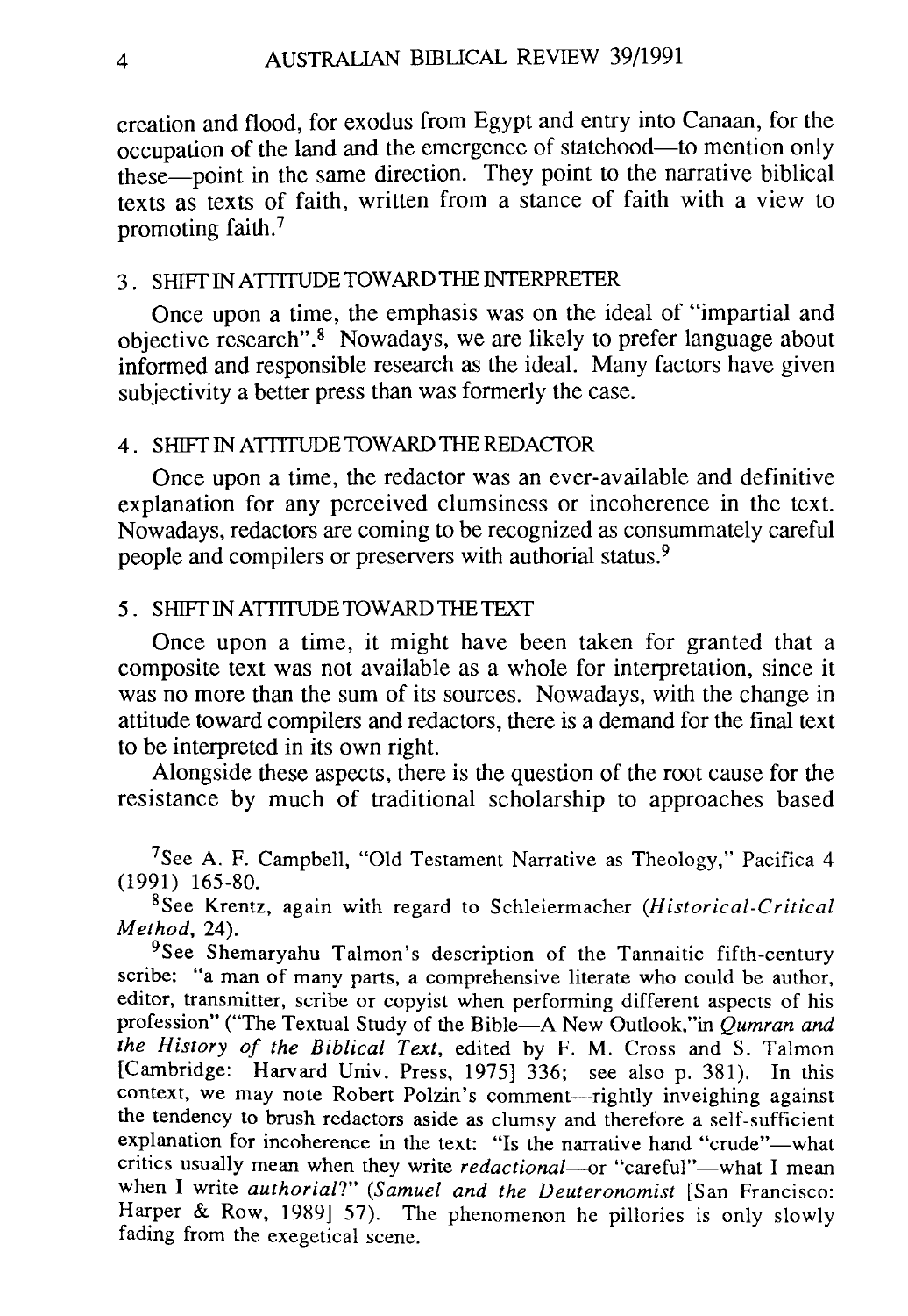creation and flood, for exodus from Egypt and entry into Canaan, for the occupation of the land and the emergence of statehood—to mention only these—point in the same direction. They point to the narrative biblical texts as texts of faith, written from a stance of faith with a view to promoting faith.[7]

### 3. SHIFT IN ATTITUDE TOWARD THE INTERPRETER

Once upon a time, the emphasis was on the ideal of "impartial and objective research".[8] Nowadays, we are likely to prefer language about informed and responsible research as the ideal. Many factors have given subjectivity a better press than was formerly the case.

### 4. SHIFT IN ATTITUDE TOWARD THE REDACTOR

Once upon a time, the redactor was an ever-available and definitive explanation for any perceived clumsiness or incoherence in the text. Nowadays, redactors are coming to be recognized as consummately careful people and compilers or preservers with authorial status.[9]

### 5. SHIFT IN ATTITUDE TOWARD THE TEXT

Once upon a time, it might have been taken for granted that a composite text was not available as a whole for interpretation, since it was no more than the sum of its sources. Nowadays, with the change in attitude toward compilers and redactors, there is a demand for the final text to be interpreted in its own right.

Alongside these aspects, there is the question of the root cause for the resistance by much of traditional scholarship to approaches based

---

[7] See A. F. Campbell, "Old Testament Narrative as Theology," Pacifica 4 (1991) 165-80.

[8] See Krentz, again with regard to Schleiermacher (*Historical-Critical Method*, 24).

[9] See Shemaryahu Talmon's description of the Tannaitic fifth-century scribe: "a man of many parts, a comprehensive literate who could be author, editor, transmitter, scribe or copyist when performing different aspects of his profession" ("The Textual Study of the Bible—A New Outlook,"in *Qumran and the History of the Biblical Text*, edited by F. M. Cross and S. Talmon [Cambridge: Harvard Univ. Press, 1975] 336; see also p. 381). In this context, we may note Robert Polzin's comment—rightly inveighing against the tendency to brush redactors aside as clumsy and therefore a self-sufficient explanation for incoherence in the text: "Is the narrative hand "crude"—what critics usually mean when they write *redactional*—or "careful"—what I mean when I write *authorial*?" (*Samuel and the Deuteronomist* [San Francisco: Harper & Row, 1989] 57). The phenomenon he pillories is only slowly fading from the exegetical scene.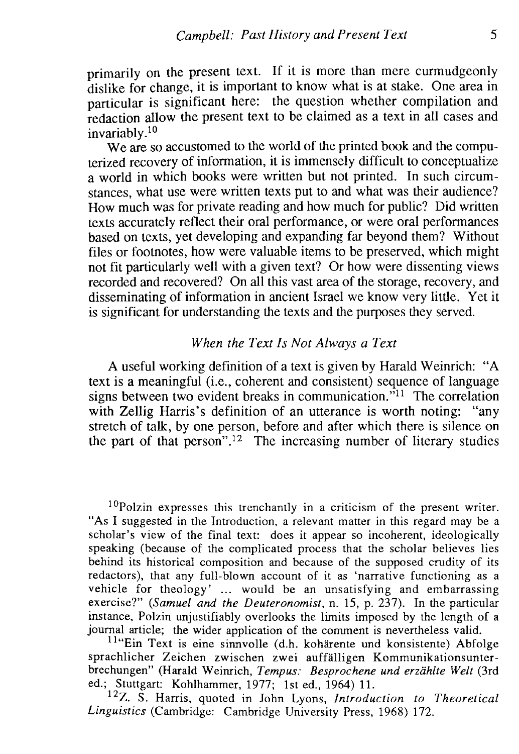primarily on the present text. If it is more than mere curmudgeonly dislike for change, it is important to know what is at stake. One area in particular is significant here: the question whether compilation and redaction allow the present text to be claimed as a text in all cases and invariably.[10]

We are so accustomed to the world of the printed book and the computerized recovery of information, it is immensely difficult to conceptualize a world in which books were written but not printed. In such circumstances, what use were written texts put to and what was their audience? How much was for private reading and how much for public? Did written texts accurately reflect their oral performance, or were oral performances based on texts, yet developing and expanding far beyond them? Without files or footnotes, how were valuable items to be preserved, which might not fit particularly well with a given text? Or how were dissenting views recorded and recovered? On all this vast area of the storage, recovery, and disseminating of information in ancient Israel we know very little. Yet it is significant for understanding the texts and the purposes they served.

### *When the Text Is Not Always a Text*

A useful working definition of a text is given by Harald Weinrich: "A text is a meaningful (i.e., coherent and consistent) sequence of language signs between two evident breaks in communication."[11] The correlation with Zellig Harris's definition of an utterance is worth noting: "any stretch of talk, by one person, before and after which there is silence on the part of that person".[12] The increasing number of literary studies

---

[10]Polzin expresses this trenchantly in a criticism of the present writer. "As I suggested in the Introduction, a relevant matter in this regard may be a scholar's view of the final text: does it appear so incoherent, ideologically speaking (because of the complicated process that the scholar believes lies behind its historical composition and because of the supposed crudity of its redactors), that any full-blown account of it as 'narrative functioning as a vehicle for theology' ... would be an unsatisfying and embarrassing exercise?" (*Samuel and the Deuteronomist*, n. 15, p. 237). In the particular instance, Polzin unjustifiably overlooks the limits imposed by the length of a journal article; the wider application of the comment is nevertheless valid.

[11]"Ein Text is eine sinnvolle (d.h. kohärente und konsistente) Abfolge sprachlicher Zeichen zwischen zwei auffälligen Kommunikationsunterbrechungen" (Harald Weinrich, *Tempus: Besprochene und erzählte Welt* (3rd ed.; Stuttgart: Kohlhammer, 1977; 1st ed., 1964) 11.

[12]Z. S. Harris, quoted in John Lyons, *Introduction to Theoretical Linguistics* (Cambridge: Cambridge University Press, 1968) 172.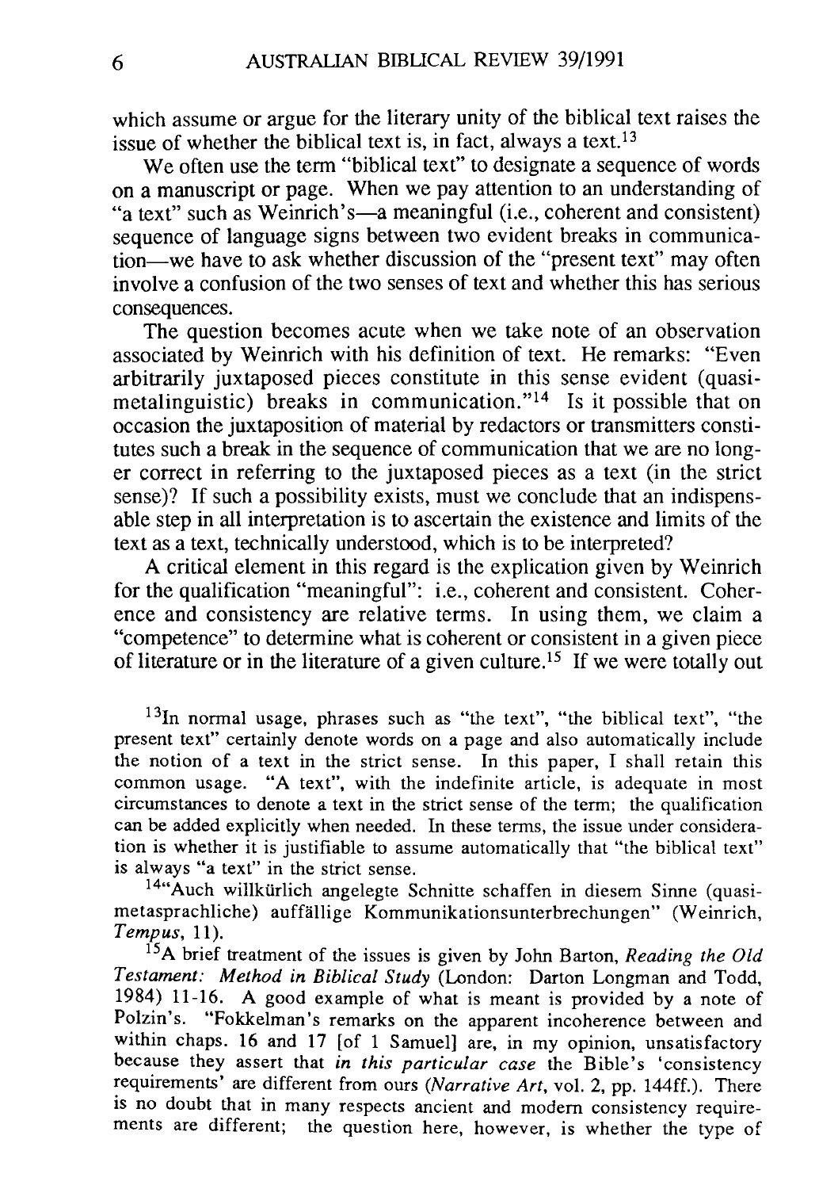which assume or argue for the literary unity of the biblical text raises the issue of whether the biblical text is, in fact, always a text.[13]

We often use the term "biblical text" to designate a sequence of words on a manuscript or page. When we pay attention to an understanding of "a text" such as Weinrich's—a meaningful (i.e., coherent and consistent) sequence of language signs between two evident breaks in communication—we have to ask whether discussion of the "present text" may often involve a confusion of the two senses of text and whether this has serious consequences.

The question becomes acute when we take note of an observation associated by Weinrich with his definition of text. He remarks: "Even arbitrarily juxtaposed pieces constitute in this sense evident (quasi-metalinguistic) breaks in communication."[14] Is it possible that on occasion the juxtaposition of material by redactors or transmitters constitutes such a break in the sequence of communication that we are no longer correct in referring to the juxtaposed pieces as a text (in the strict sense)? If such a possibility exists, must we conclude that an indispensable step in all interpretation is to ascertain the existence and limits of the text as a text, technically understood, which is to be interpreted?

A critical element in this regard is the explication given by Weinrich for the qualification "meaningful": i.e., coherent and consistent. Coherence and consistency are relative terms. In using them, we claim a "competence" to determine what is coherent or consistent in a given piece of literature or in the literature of a given culture.[15] If we were totally out

[13]In normal usage, phrases such as "the text", "the biblical text", "the present text" certainly denote words on a page and also automatically include the notion of a text in the strict sense. In this paper, I shall retain this common usage. "A text", with the indefinite article, is adequate in most circumstances to denote a text in the strict sense of the term; the qualification can be added explicitly when needed. In these terms, the issue under consideration is whether it is justifiable to assume automatically that "the biblical text" is always "a text" in the strict sense.

[14]"Auch willkürlich angelegte Schnitte schaffen in diesem Sinne (quasi-metasprachliche) auffällige Kommunikationsunterbrechungen" (Weinrich, *Tempus*, 11).

[15]A brief treatment of the issues is given by John Barton, *Reading the Old Testament: Method in Biblical Study* (London: Darton Longman and Todd, 1984) 11-16. A good example of what is meant is provided by a note of Polzin's. "Fokkelman's remarks on the apparent incoherence between and within chaps. 16 and 17 [of 1 Samuel] are, in my opinion, unsatisfactory because they assert that *in this particular case* the Bible's 'consistency requirements' are different from ours (*Narrative Art*, vol. 2, pp. 144ff.). There is no doubt that in many respects ancient and modern consistency requirements are different; the question here, however, is whether the type of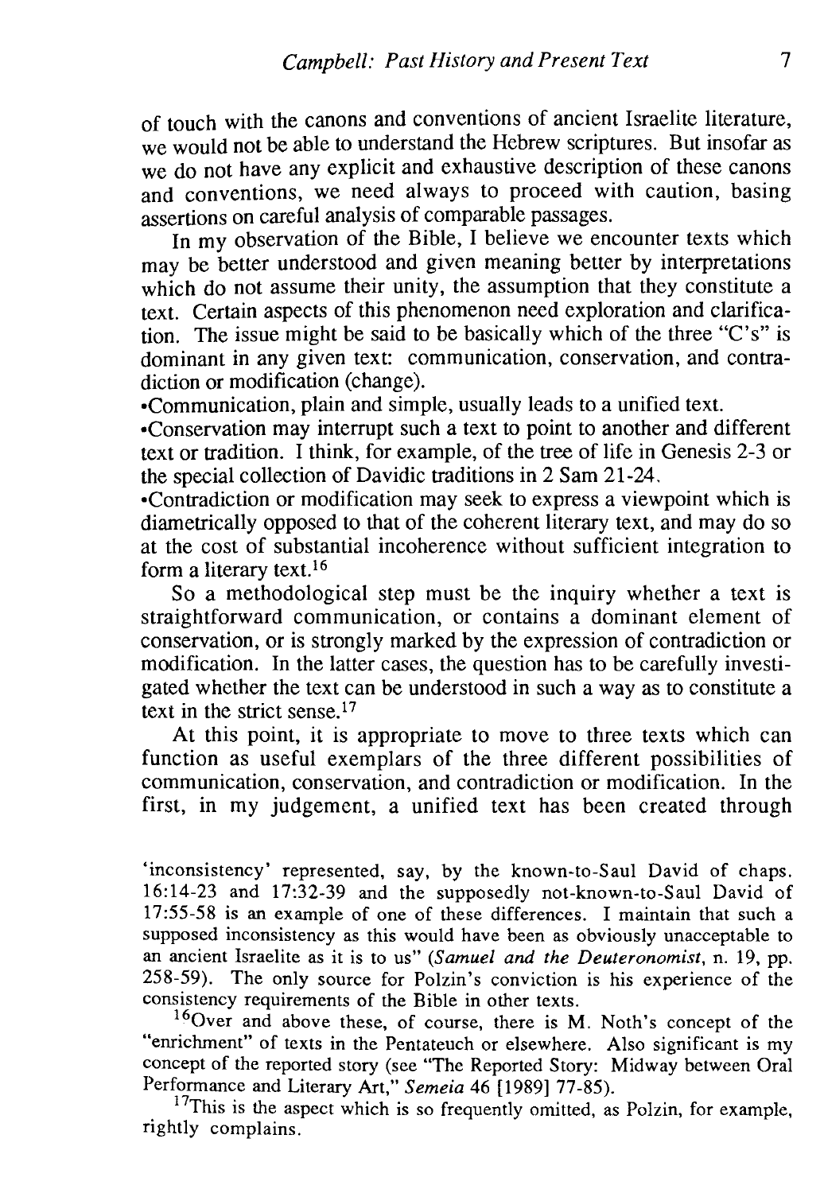of touch with the canons and conventions of ancient Israelite literature, we would not be able to understand the Hebrew scriptures. But insofar as we do not have any explicit and exhaustive description of these canons and conventions, we need always to proceed with caution, basing assertions on careful analysis of comparable passages.

In my observation of the Bible, I believe we encounter texts which may be better understood and given meaning better by interpretations which do not assume their unity, the assumption that they constitute a text. Certain aspects of this phenomenon need exploration and clarification. The issue might be said to be basically which of the three "C's" is dominant in any given text: communication, conservation, and contradiction or modification (change).

•Communication, plain and simple, usually leads to a unified text.
•Conservation may interrupt such a text to point to another and different text or tradition. I think, for example, of the tree of life in Genesis 2-3 or the special collection of Davidic traditions in 2 Sam 21-24.
•Contradiction or modification may seek to express a viewpoint which is diametrically opposed to that of the coherent literary text, and may do so at the cost of substantial incoherence without sufficient integration to form a literary text.[16]

So a methodological step must be the inquiry whether a text is straightforward communication, or contains a dominant element of conservation, or is strongly marked by the expression of contradiction or modification. In the latter cases, the question has to be carefully investigated whether the text can be understood in such a way as to constitute a text in the strict sense.[17]

At this point, it is appropriate to move to three texts which can function as useful exemplars of the three different possibilities of communication, conservation, and contradiction or modification. In the first, in my judgement, a unified text has been created through

'inconsistency' represented, say, by the known-to-Saul David of chaps. 16:14-23 and 17:32-39 and the supposedly not-known-to-Saul David of 17:55-58 is an example of one of these differences. I maintain that such a supposed inconsistency as this would have been as obviously unacceptable to an ancient Israelite as it is to us" (*Samuel and the Deuteronomist*, n. 19, pp. 258-59). The only source for Polzin's conviction is his experience of the consistency requirements of the Bible in other texts.

[16]Over and above these, of course, there is M. Noth's concept of the "enrichment" of texts in the Pentateuch or elsewhere. Also significant is my concept of the reported story (see "The Reported Story: Midway between Oral Performance and Literary Art," *Semeia* 46 [1989] 77-85).

[17]This is the aspect which is so frequently omitted, as Polzin, for example, rightly complains.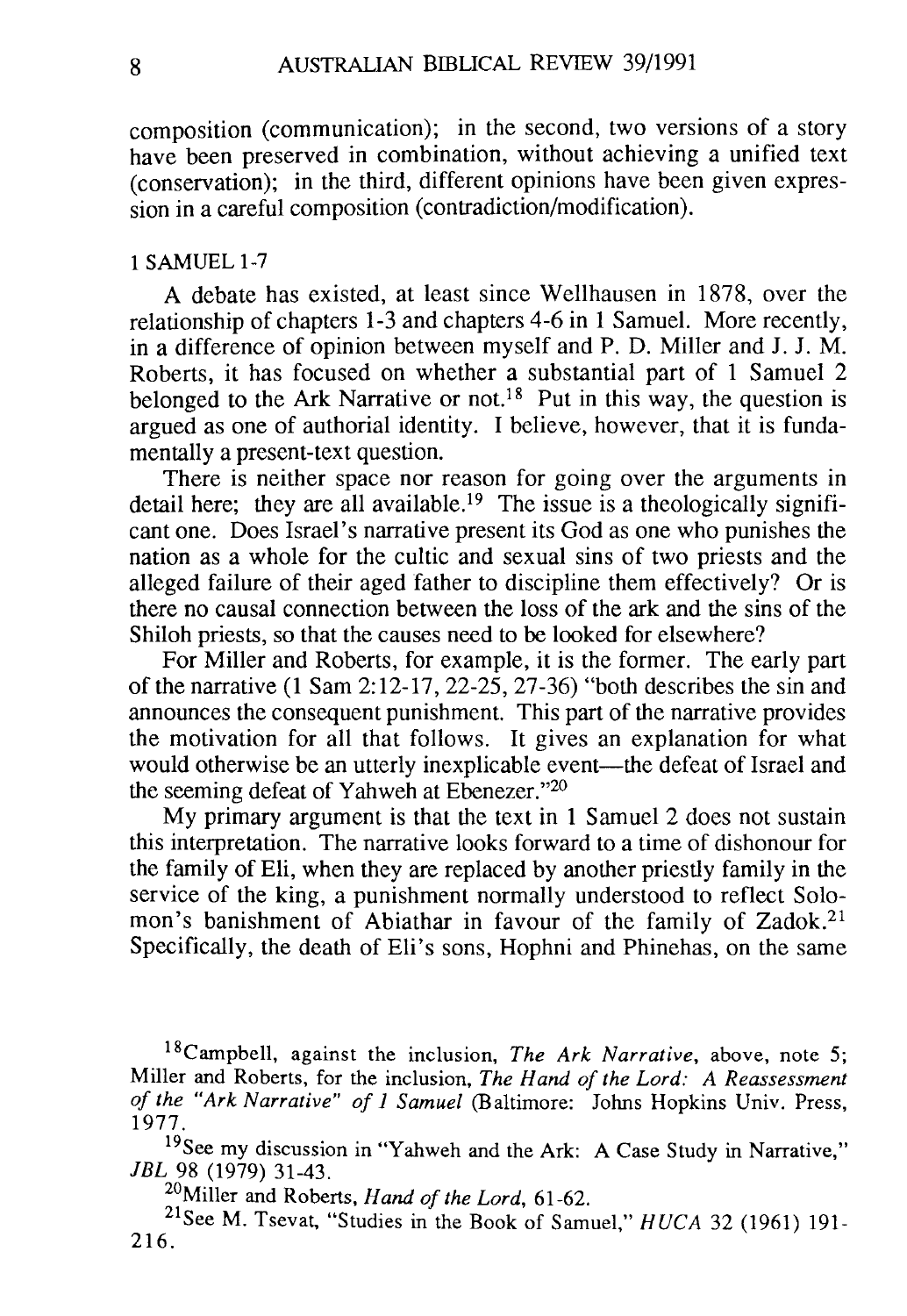composition (communication); in the second, two versions of a story have been preserved in combination, without achieving a unified text (conservation); in the third, different opinions have been given expression in a careful composition (contradiction/modification).

## 1 SAMUEL 1-7

A debate has existed, at least since Wellhausen in 1878, over the relationship of chapters 1-3 and chapters 4-6 in 1 Samuel. More recently, in a difference of opinion between myself and P. D. Miller and J. J. M. Roberts, it has focused on whether a substantial part of 1 Samuel 2 belonged to the Ark Narrative or not.[18] Put in this way, the question is argued as one of authorial identity. I believe, however, that it is fundamentally a present-text question.

There is neither space nor reason for going over the arguments in detail here; they are all available.[19] The issue is a theologically significant one. Does Israel's narrative present its God as one who punishes the nation as a whole for the cultic and sexual sins of two priests and the alleged failure of their aged father to discipline them effectively? Or is there no causal connection between the loss of the ark and the sins of the Shiloh priests, so that the causes need to be looked for elsewhere?

For Miller and Roberts, for example, it is the former. The early part of the narrative (1 Sam 2:12-17, 22-25, 27-36) "both describes the sin and announces the consequent punishment. This part of the narrative provides the motivation for all that follows. It gives an explanation for what would otherwise be an utterly inexplicable event—the defeat of Israel and the seeming defeat of Yahweh at Ebenezer."[20]

My primary argument is that the text in 1 Samuel 2 does not sustain this interpretation. The narrative looks forward to a time of dishonour for the family of Eli, when they are replaced by another priestly family in the service of the king, a punishment normally understood to reflect Solomon's banishment of Abiathar in favour of the family of Zadok.[21] Specifically, the death of Eli's sons, Hophni and Phinehas, on the same

---

[18] Campbell, against the inclusion, *The Ark Narrative*, above, note 5; Miller and Roberts, for the inclusion, *The Hand of the Lord: A Reassessment of the "Ark Narrative" of 1 Samuel* (Baltimore: Johns Hopkins Univ. Press, 1977.

[19] See my discussion in "Yahweh and the Ark: A Case Study in Narrative," *JBL* 98 (1979) 31-43.

[20] Miller and Roberts, *Hand of the Lord*, 61-62.

[21] See M. Tsevat, "Studies in the Book of Samuel," *HUCA* 32 (1961) 191-216.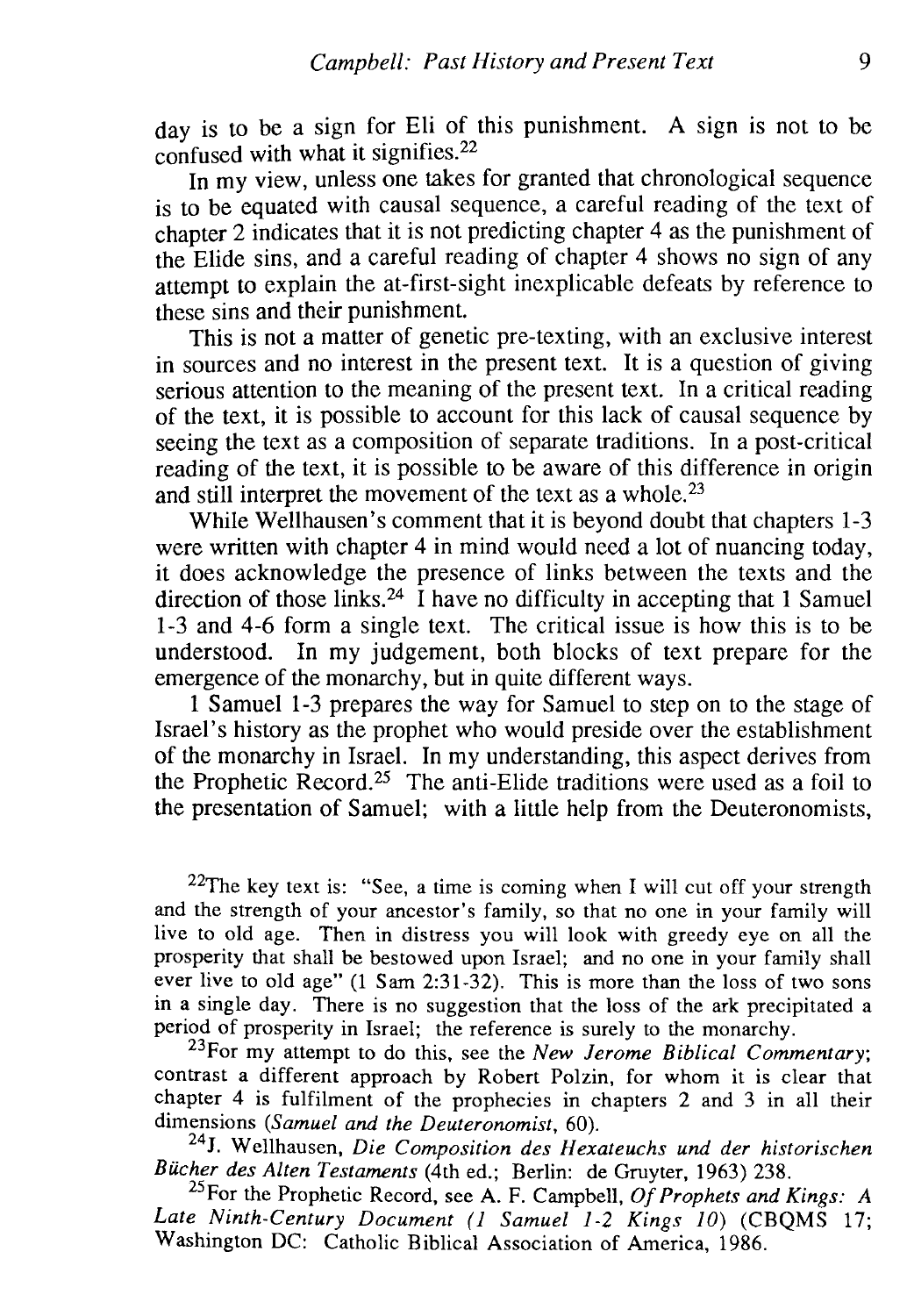day is to be a sign for Eli of this punishment. A sign is not to be confused with what it signifies.[22]

In my view, unless one takes for granted that chronological sequence is to be equated with causal sequence, a careful reading of the text of chapter 2 indicates that it is not predicting chapter 4 as the punishment of the Elide sins, and a careful reading of chapter 4 shows no sign of any attempt to explain the at-first-sight inexplicable defeats by reference to these sins and their punishment.

This is not a matter of genetic pre-texting, with an exclusive interest in sources and no interest in the present text. It is a question of giving serious attention to the meaning of the present text. In a critical reading of the text, it is possible to account for this lack of causal sequence by seeing the text as a composition of separate traditions. In a post-critical reading of the text, it is possible to be aware of this difference in origin and still interpret the movement of the text as a whole.[23]

While Wellhausen's comment that it is beyond doubt that chapters 1-3 were written with chapter 4 in mind would need a lot of nuancing today, it does acknowledge the presence of links between the texts and the direction of those links.[24] I have no difficulty in accepting that 1 Samuel 1-3 and 4-6 form a single text. The critical issue is how this is to be understood. In my judgement, both blocks of text prepare for the emergence of the monarchy, but in quite different ways.

1 Samuel 1-3 prepares the way for Samuel to step on to the stage of Israel's history as the prophet who would preside over the establishment of the monarchy in Israel. In my understanding, this aspect derives from the Prophetic Record.[25] The anti-Elide traditions were used as a foil to the presentation of Samuel; with a little help from the Deuteronomists,

[22]The key text is: "See, a time is coming when I will cut off your strength and the strength of your ancestor's family, so that no one in your family will live to old age. Then in distress you will look with greedy eye on all the prosperity that shall be bestowed upon Israel; and no one in your family shall ever live to old age" (1 Sam 2:31-32). This is more than the loss of two sons in a single day. There is no suggestion that the loss of the ark precipitated a period of prosperity in Israel; the reference is surely to the monarchy.

[23]For my attempt to do this, see the *New Jerome Biblical Commentary*; contrast a different approach by Robert Polzin, for whom it is clear that chapter 4 is fulfilment of the prophecies in chapters 2 and 3 in all their dimensions (*Samuel and the Deuteronomist*, 60).

[24]J. Wellhausen, *Die Composition des Hexateuchs und der historischen Bücher des Alten Testaments* (4th ed.; Berlin: de Gruyter, 1963) 238.

[25]For the Prophetic Record, see A. F. Campbell, *Of Prophets and Kings: A Late Ninth-Century Document (1 Samuel 1-2 Kings 10)* (CBQMS 17; Washington DC: Catholic Biblical Association of America, 1986.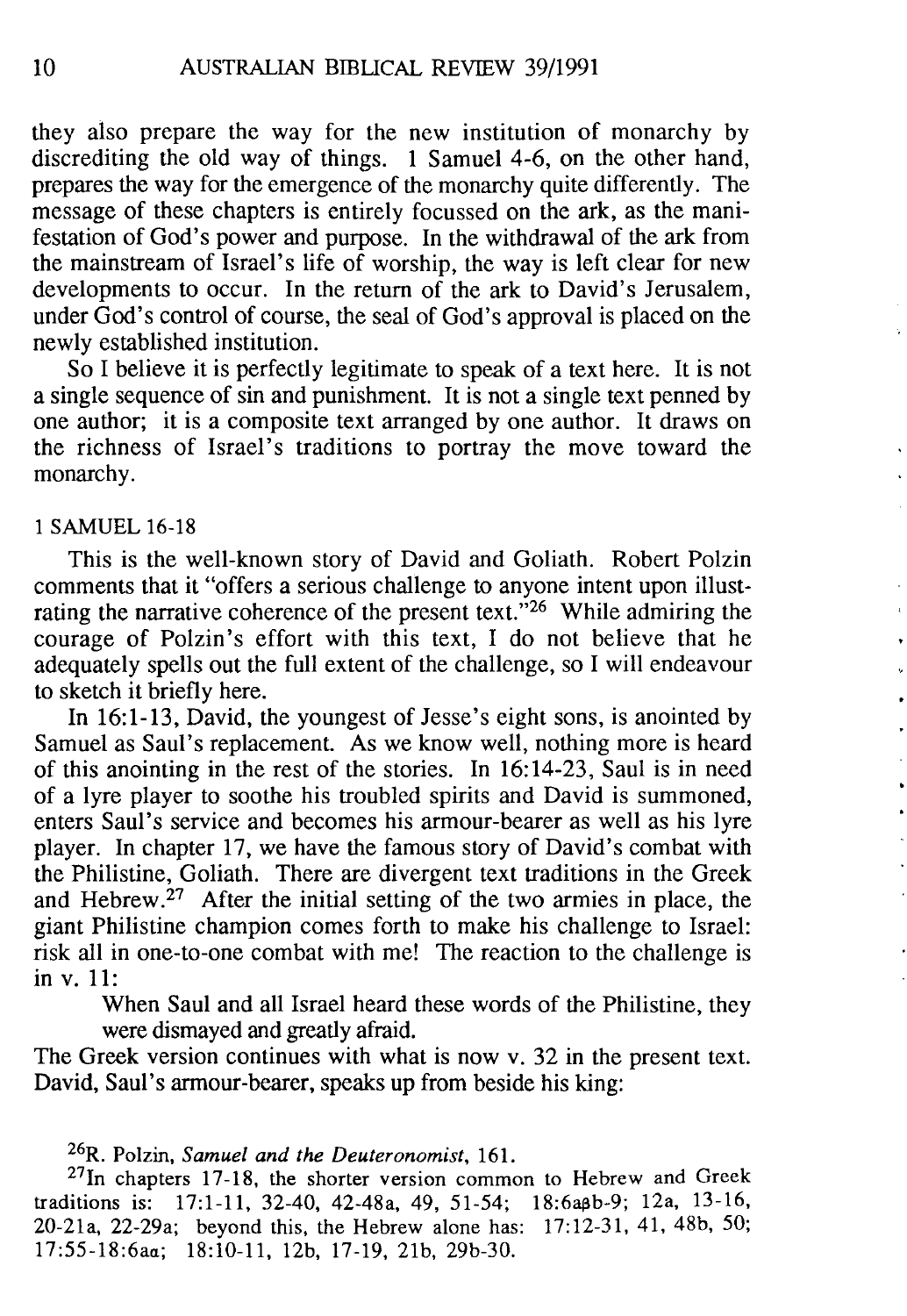they also prepare the way for the new institution of monarchy by discrediting the old way of things. 1 Samuel 4-6, on the other hand, prepares the way for the emergence of the monarchy quite differently. The message of these chapters is entirely focussed on the ark, as the manifestation of God's power and purpose. In the withdrawal of the ark from the mainstream of Israel's life of worship, the way is left clear for new developments to occur. In the return of the ark to David's Jerusalem, under God's control of course, the seal of God's approval is placed on the newly established institution.

So I believe it is perfectly legitimate to speak of a text here. It is not a single sequence of sin and punishment. It is not a single text penned by one author; it is a composite text arranged by one author. It draws on the richness of Israel's traditions to portray the move toward the monarchy.

### 1 SAMUEL 16-18

This is the well-known story of David and Goliath. Robert Polzin comments that it "offers a serious challenge to anyone intent upon illustrating the narrative coherence of the present text."[26] While admiring the courage of Polzin's effort with this text, I do not believe that he adequately spells out the full extent of the challenge, so I will endeavour to sketch it briefly here.

In 16:1-13, David, the youngest of Jesse's eight sons, is anointed by Samuel as Saul's replacement. As we know well, nothing more is heard of this anointing in the rest of the stories. In 16:14-23, Saul is in need of a lyre player to soothe his troubled spirits and David is summoned, enters Saul's service and becomes his armour-bearer as well as his lyre player. In chapter 17, we have the famous story of David's combat with the Philistine, Goliath. There are divergent text traditions in the Greek and Hebrew.[27] After the initial setting of the two armies in place, the giant Philistine champion comes forth to make his challenge to Israel: risk all in one-to-one combat with me! The reaction to the challenge is in v. 11:

> When Saul and all Israel heard these words of the Philistine, they were dismayed and greatly afraid.

The Greek version continues with what is now v. 32 in the present text. David, Saul's armour-bearer, speaks up from beside his king:

---

[26] R. Polzin, *Samuel and the Deuteronomist*, 161.

[27] In chapters 17-18, the shorter version common to Hebrew and Greek traditions is: 17:1-11, 32-40, 42-48a, 49, 51-54; 18:6aβb-9; 12a, 13-16, 20-21a, 22-29a; beyond this, the Hebrew alone has: 17:12-31, 41, 48b, 50; 17:55-18:6aα; 18:10-11, 12b, 17-19, 21b, 29b-30.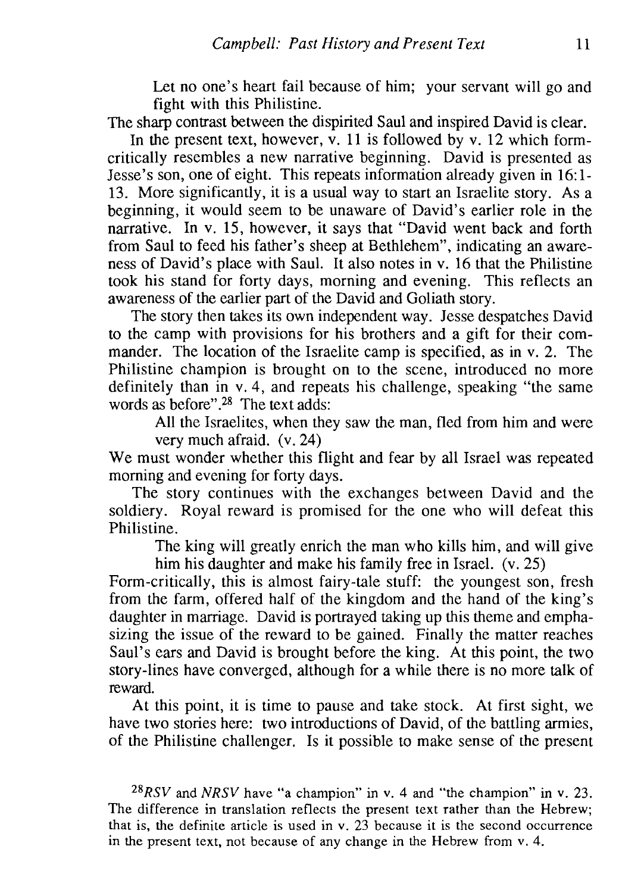> Let no one's heart fail because of him; your servant will go and fight with this Philistine.

The sharp contrast between the dispirited Saul and inspired David is clear.

In the present text, however, v. 11 is followed by v. 12 which form-critically resembles a new narrative beginning. David is presented as Jesse's son, one of eight. This repeats information already given in 16:1-13. More significantly, it is a usual way to start an Israelite story. As a beginning, it would seem to be unaware of David's earlier role in the narrative. In v. 15, however, it says that "David went back and forth from Saul to feed his father's sheep at Bethlehem", indicating an awareness of David's place with Saul. It also notes in v. 16 that the Philistine took his stand for forty days, morning and evening. This reflects an awareness of the earlier part of the David and Goliath story.

The story then takes its own independent way. Jesse despatches David to the camp with provisions for his brothers and a gift for their commander. The location of the Israelite camp is specified, as in v. 2. The Philistine champion is brought on to the scene, introduced no more definitely than in v. 4, and repeats his challenge, speaking "the same words as before".[28] The text adds:

> All the Israelites, when they saw the man, fled from him and were very much afraid. (v. 24)

We must wonder whether this flight and fear by all Israel was repeated morning and evening for forty days.

The story continues with the exchanges between David and the soldiery. Royal reward is promised for the one who will defeat this Philistine.

> The king will greatly enrich the man who kills him, and will give him his daughter and make his family free in Israel. (v. 25)

Form-critically, this is almost fairy-tale stuff: the youngest son, fresh from the farm, offered half of the kingdom and the hand of the king's daughter in marriage. David is portrayed taking up this theme and emphasizing the issue of the reward to be gained. Finally the matter reaches Saul's ears and David is brought before the king. At this point, the two story-lines have converged, although for a while there is no more talk of reward.

At this point, it is time to pause and take stock. At first sight, we have two stories here: two introductions of David, of the battling armies, of the Philistine challenger. Is it possible to make sense of the present

[28] *RSV* and *NRSV* have "a champion" in v. 4 and "the champion" in v. 23. The difference in translation reflects the present text rather than the Hebrew; that is, the definite article is used in v. 23 because it is the second occurrence in the present text, not because of any change in the Hebrew from v. 4.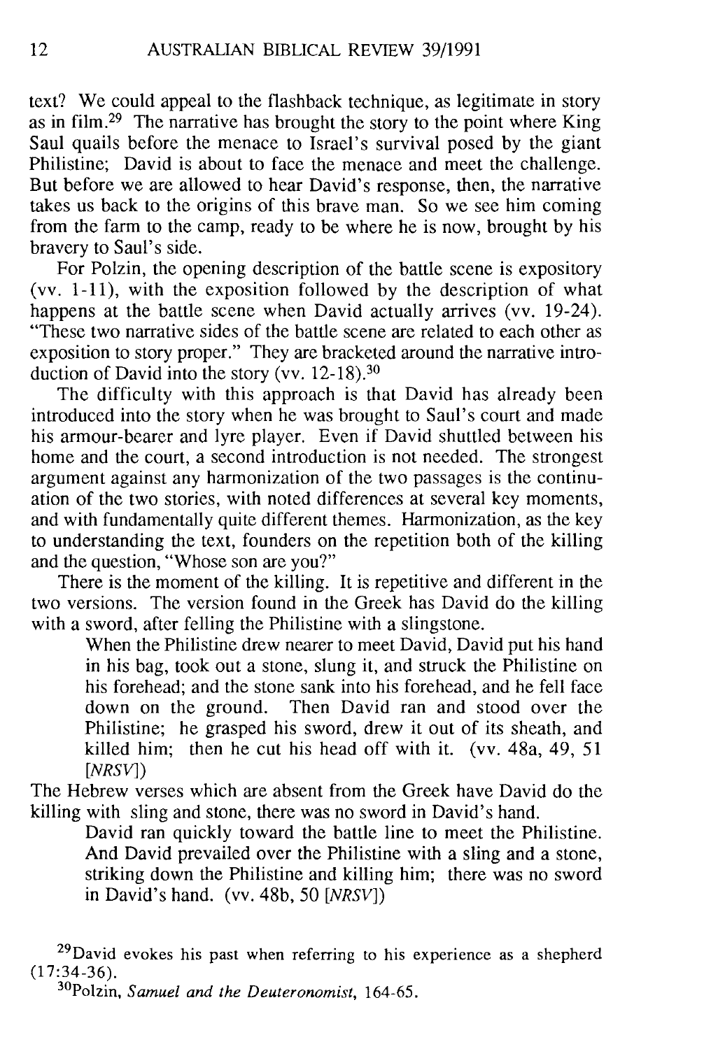text? We could appeal to the flashback technique, as legitimate in story as in film.[29] The narrative has brought the story to the point where King Saul quails before the menace to Israel's survival posed by the giant Philistine; David is about to face the menace and meet the challenge. But before we are allowed to hear David's response, then, the narrative takes us back to the origins of this brave man. So we see him coming from the farm to the camp, ready to be where he is now, brought by his bravery to Saul's side.

For Polzin, the opening description of the battle scene is expository (vv. 1-11), with the exposition followed by the description of what happens at the battle scene when David actually arrives (vv. 19-24). "These two narrative sides of the battle scene are related to each other as exposition to story proper." They are bracketed around the narrative introduction of David into the story (vv. 12-18).[30]

The difficulty with this approach is that David has already been introduced into the story when he was brought to Saul's court and made his armour-bearer and lyre player. Even if David shuttled between his home and the court, a second introduction is not needed. The strongest argument against any harmonization of the two passages is the continuation of the two stories, with noted differences at several key moments, and with fundamentally quite different themes. Harmonization, as the key to understanding the text, founders on the repetition both of the killing and the question, "Whose son are you?"

There is the moment of the killing. It is repetitive and different in the two versions. The version found in the Greek has David do the killing with a sword, after felling the Philistine with a slingstone.

> When the Philistine drew nearer to meet David, David put his hand in his bag, took out a stone, slung it, and struck the Philistine on his forehead; and the stone sank into his forehead, and he fell face down on the ground. Then David ran and stood over the Philistine; he grasped his sword, drew it out of its sheath, and killed him; then he cut his head off with it. (vv. 48a, 49, 51 [*NRSV*])

The Hebrew verses which are absent from the Greek have David do the killing with sling and stone, there was no sword in David's hand.

> David ran quickly toward the battle line to meet the Philistine. And David prevailed over the Philistine with a sling and a stone, striking down the Philistine and killing him; there was no sword in David's hand. (vv. 48b, 50 [*NRSV*])

[29] David evokes his past when referring to his experience as a shepherd (17:34-36).

[30] Polzin, *Samuel and the Deuteronomist*, 164-65.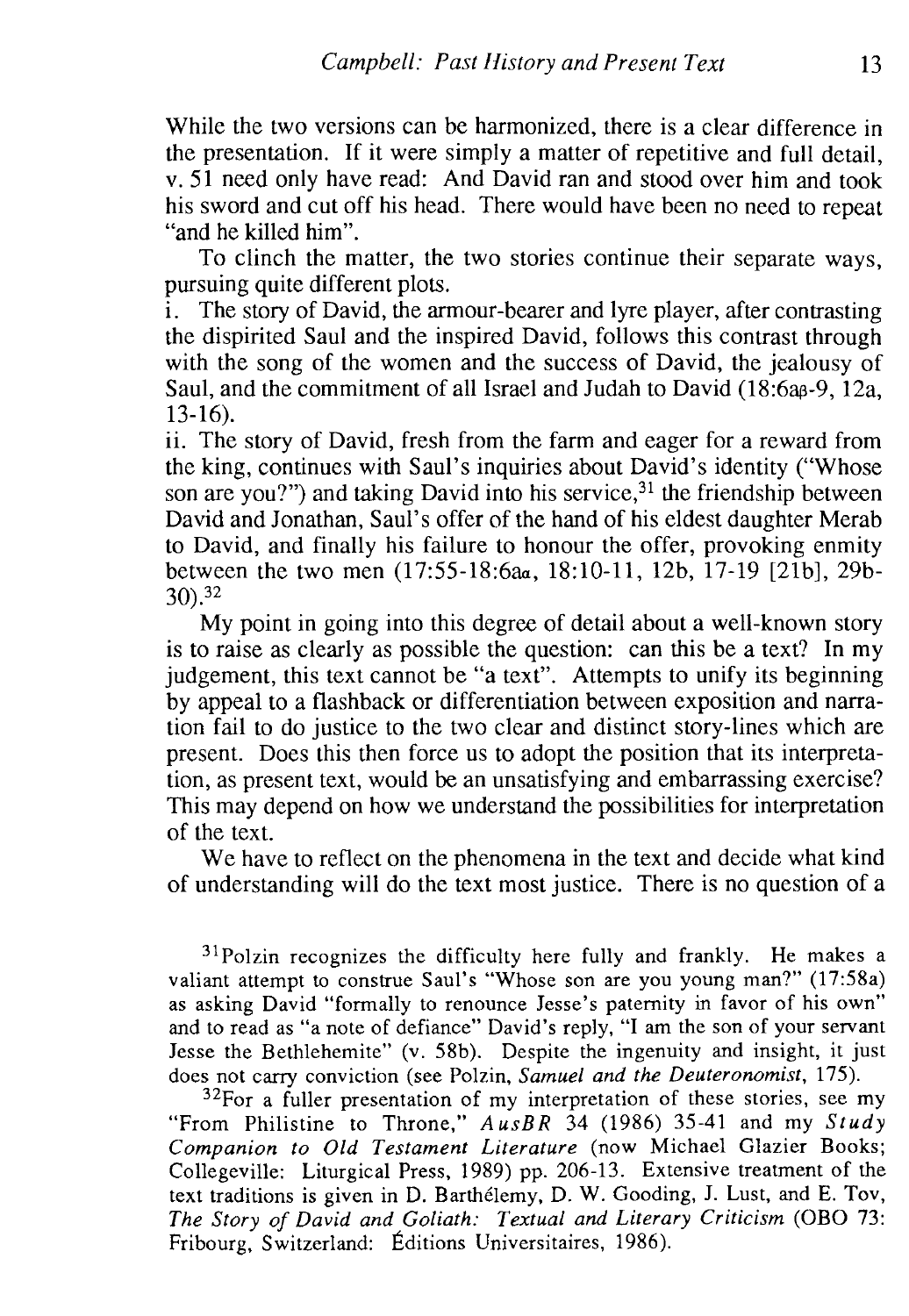While the two versions can be harmonized, there is a clear difference in the presentation. If it were simply a matter of repetitive and full detail, v. 51 need only have read: And David ran and stood over him and took his sword and cut off his head. There would have been no need to repeat "and he killed him".

To clinch the matter, the two stories continue their separate ways, pursuing quite different plots.

i. The story of David, the armour-bearer and lyre player, after contrasting the dispirited Saul and the inspired David, follows this contrast through with the song of the women and the success of David, the jealousy of Saul, and the commitment of all Israel and Judah to David (18:6aβ-9, 12a, 13-16).

ii. The story of David, fresh from the farm and eager for a reward from the king, continues with Saul's inquiries about David's identity ("Whose son are you?") and taking David into his service,[31] the friendship between David and Jonathan, Saul's offer of the hand of his eldest daughter Merab to David, and finally his failure to honour the offer, provoking enmity between the two men (17:55-18:6aα, 18:10-11, 12b, 17-19 [21b], 29b-30).[32]

My point in going into this degree of detail about a well-known story is to raise as clearly as possible the question: can this be a text? In my judgement, this text cannot be "a text". Attempts to unify its beginning by appeal to a flashback or differentiation between exposition and narration fail to do justice to the two clear and distinct story-lines which are present. Does this then force us to adopt the position that its interpretation, as present text, would be an unsatisfying and embarrassing exercise? This may depend on how we understand the possibilities for interpretation of the text.

We have to reflect on the phenomena in the text and decide what kind of understanding will do the text most justice. There is no question of a

[31]Polzin recognizes the difficulty here fully and frankly. He makes a valiant attempt to construe Saul's "Whose son are you young man?" (17:58a) as asking David "formally to renounce Jesse's paternity in favor of his own" and to read as "a note of defiance" David's reply, "I am the son of your servant Jesse the Bethlehemite" (v. 58b). Despite the ingenuity and insight, it just does not carry conviction (see Polzin, *Samuel and the Deuteronomist*, 175).

[32]For a fuller presentation of my interpretation of these stories, see my "From Philistine to Throne," *AusBR* 34 (1986) 35-41 and my *Study Companion to Old Testament Literature* (now Michael Glazier Books; Collegeville: Liturgical Press, 1989) pp. 206-13. Extensive treatment of the text traditions is given in D. Barthélemy, D. W. Gooding, J. Lust, and E. Tov, *The Story of David and Goliath: Textual and Literary Criticism* (OBO 73: Fribourg, Switzerland: Éditions Universitaires, 1986).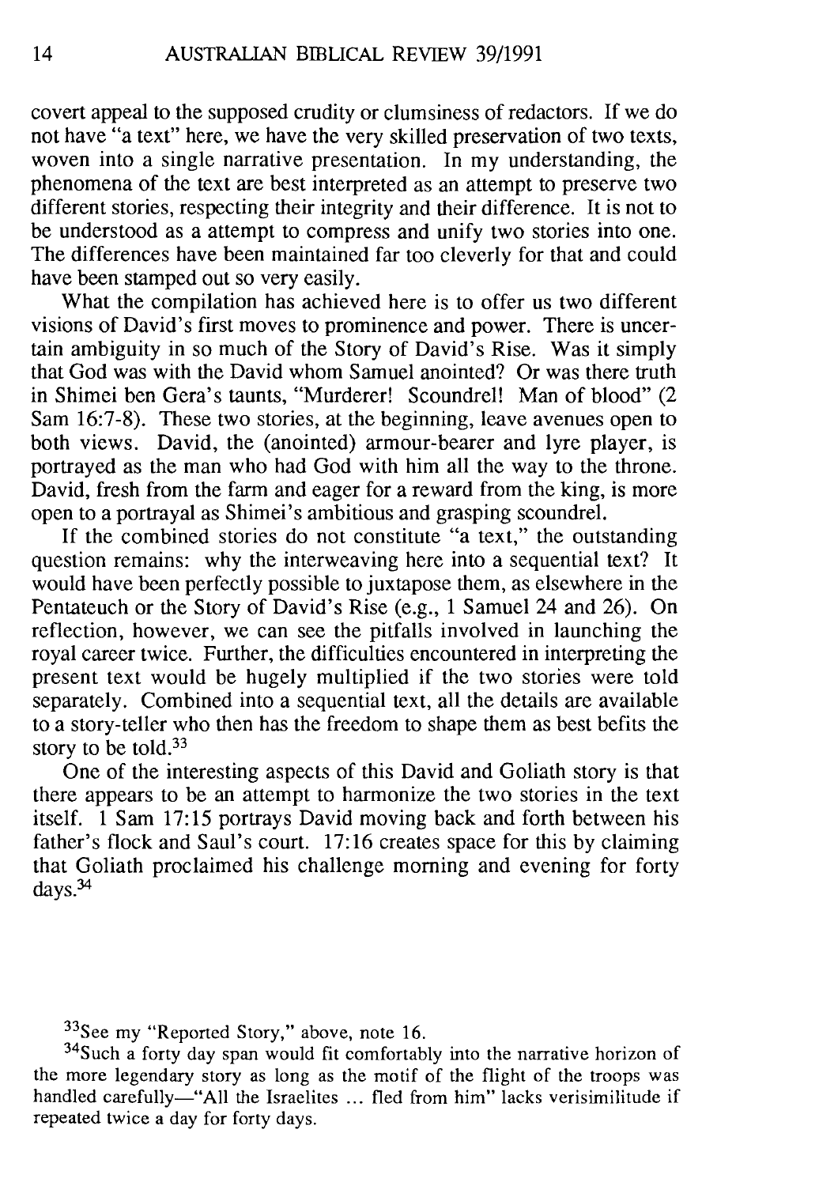covert appeal to the supposed crudity or clumsiness of redactors. If we do not have "a text" here, we have the very skilled preservation of two texts, woven into a single narrative presentation. In my understanding, the phenomena of the text are best interpreted as an attempt to preserve two different stories, respecting their integrity and their difference. It is not to be understood as a attempt to compress and unify two stories into one. The differences have been maintained far too cleverly for that and could have been stamped out so very easily.

What the compilation has achieved here is to offer us two different visions of David's first moves to prominence and power. There is uncertain ambiguity in so much of the Story of David's Rise. Was it simply that God was with the David whom Samuel anointed? Or was there truth in Shimei ben Gera's taunts, "Murderer! Scoundrel! Man of blood" (2 Sam 16:7-8). These two stories, at the beginning, leave avenues open to both views. David, the (anointed) armour-bearer and lyre player, is portrayed as the man who had God with him all the way to the throne. David, fresh from the farm and eager for a reward from the king, is more open to a portrayal as Shimei's ambitious and grasping scoundrel.

If the combined stories do not constitute "a text," the outstanding question remains: why the interweaving here into a sequential text? It would have been perfectly possible to juxtapose them, as elsewhere in the Pentateuch or the Story of David's Rise (e.g., 1 Samuel 24 and 26). On reflection, however, we can see the pitfalls involved in launching the royal career twice. Further, the difficulties encountered in interpreting the present text would be hugely multiplied if the two stories were told separately. Combined into a sequential text, all the details are available to a story-teller who then has the freedom to shape them as best befits the story to be told.[33]

One of the interesting aspects of this David and Goliath story is that there appears to be an attempt to harmonize the two stories in the text itself. 1 Sam 17:15 portrays David moving back and forth between his father's flock and Saul's court. 17:16 creates space for this by claiming that Goliath proclaimed his challenge morning and evening for forty days.[34]

---

[33] See my "Reported Story," above, note 16.

[34] Such a forty day span would fit comfortably into the narrative horizon of the more legendary story as long as the motif of the flight of the troops was handled carefully—"All the Israelites ... fled from him" lacks verisimilitude if repeated twice a day for forty days.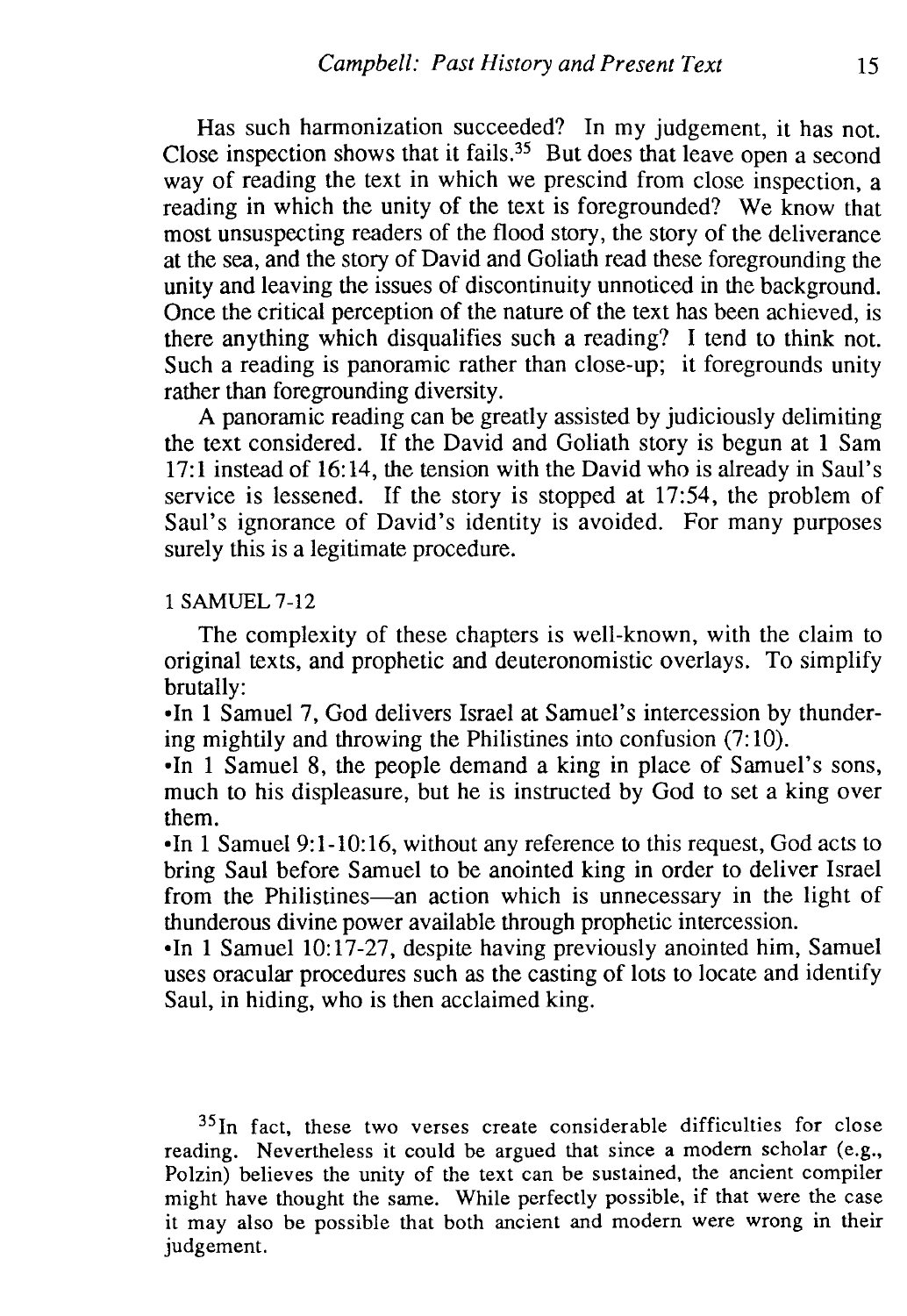Has such harmonization succeeded? In my judgement, it has not. Close inspection shows that it fails.[35] But does that leave open a second way of reading the text in which we prescind from close inspection, a reading in which the unity of the text is foregrounded? We know that most unsuspecting readers of the flood story, the story of the deliverance at the sea, and the story of David and Goliath read these foregrounding the unity and leaving the issues of discontinuity unnoticed in the background. Once the critical perception of the nature of the text has been achieved, is there anything which disqualifies such a reading? I tend to think not. Such a reading is panoramic rather than close-up; it foregrounds unity rather than foregrounding diversity.

A panoramic reading can be greatly assisted by judiciously delimiting the text considered. If the David and Goliath story is begun at 1 Sam 17:1 instead of 16:14, the tension with the David who is already in Saul's service is lessened. If the story is stopped at 17:54, the problem of Saul's ignorance of David's identity is avoided. For many purposes surely this is a legitimate procedure.

## 1 SAMUEL 7-12

The complexity of these chapters is well-known, with the claim to original texts, and prophetic and deuteronomistic overlays. To simplify brutally:

- In 1 Samuel 7, God delivers Israel at Samuel's intercession by thundering mightily and throwing the Philistines into confusion (7:10).
- In 1 Samuel 8, the people demand a king in place of Samuel's sons, much to his displeasure, but he is instructed by God to set a king over them.
- In 1 Samuel 9:1-10:16, without any reference to this request, God acts to bring Saul before Samuel to be anointed king in order to deliver Israel from the Philistines—an action which is unnecessary in the light of thunderous divine power available through prophetic intercession.
- In 1 Samuel 10:17-27, despite having previously anointed him, Samuel uses oracular procedures such as the casting of lots to locate and identify Saul, in hiding, who is then acclaimed king.

[35] In fact, these two verses create considerable difficulties for close reading. Nevertheless it could be argued that since a modern scholar (e.g., Polzin) believes the unity of the text can be sustained, the ancient compiler might have thought the same. While perfectly possible, if that were the case it may also be possible that both ancient and modern were wrong in their judgement.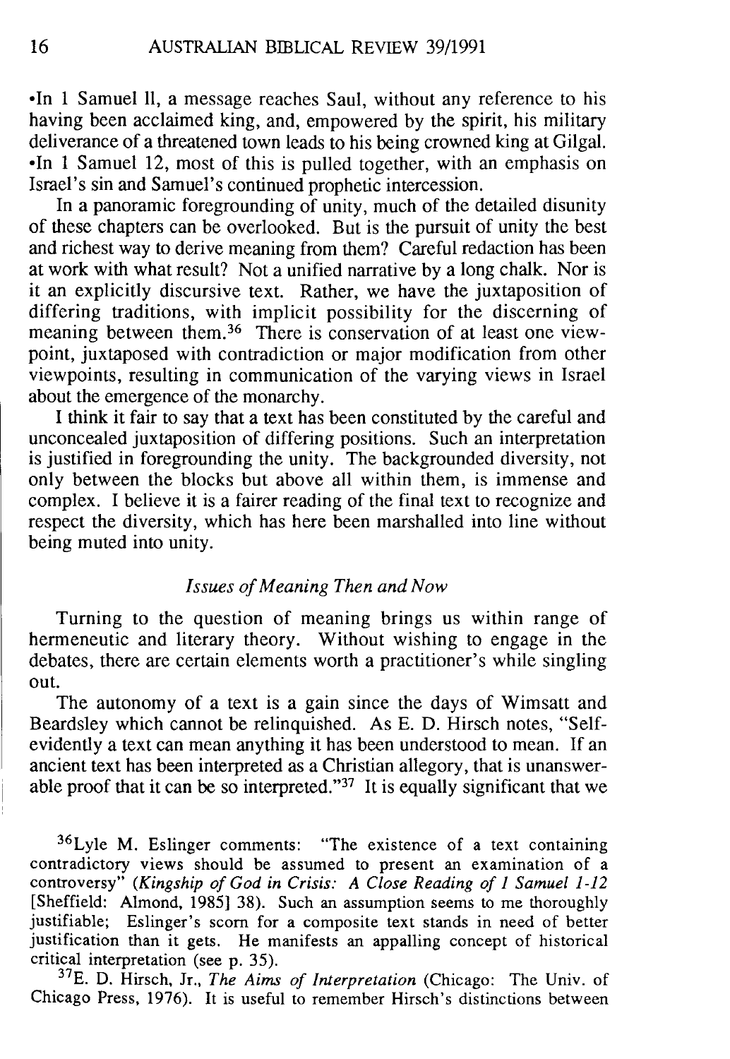•In 1 Samuel 11, a message reaches Saul, without any reference to his having been acclaimed king, and, empowered by the spirit, his military deliverance of a threatened town leads to his being crowned king at Gilgal.
•In 1 Samuel 12, most of this is pulled together, with an emphasis on Israel's sin and Samuel's continued prophetic intercession.

In a panoramic foregrounding of unity, much of the detailed disunity of these chapters can be overlooked. But is the pursuit of unity the best and richest way to derive meaning from them? Careful redaction has been at work with what result? Not a unified narrative by a long chalk. Nor is it an explicitly discursive text. Rather, we have the juxtaposition of differing traditions, with implicit possibility for the discerning of meaning between them.[36] There is conservation of at least one viewpoint, juxtaposed with contradiction or major modification from other viewpoints, resulting in communication of the varying views in Israel about the emergence of the monarchy.

I think it fair to say that a text has been constituted by the careful and unconcealed juxtaposition of differing positions. Such an interpretation is justified in foregrounding the unity. The backgrounded diversity, not only between the blocks but above all within them, is immense and complex. I believe it is a fairer reading of the final text to recognize and respect the diversity, which has here been marshalled into line without being muted into unity.

### *Issues of Meaning Then and Now*

Turning to the question of meaning brings us within range of hermeneutic and literary theory. Without wishing to engage in the debates, there are certain elements worth a practitioner's while singling out.

The autonomy of a text is a gain since the days of Wimsatt and Beardsley which cannot be relinquished. As E. D. Hirsch notes, "Self-evidently a text can mean anything it has been understood to mean. If an ancient text has been interpreted as a Christian allegory, that is unanswerable proof that it can be so interpreted."[37] It is equally significant that we

[36]Lyle M. Eslinger comments: "The existence of a text containing contradictory views should be assumed to present an examination of a controversy" (*Kingship of God in Crisis: A Close Reading of 1 Samuel 1-12* [Sheffield: Almond, 1985] 38). Such an assumption seems to me thoroughly justifiable; Eslinger's scorn for a composite text stands in need of better justification than it gets. He manifests an appalling concept of historical critical interpretation (see p. 35).

[37]E. D. Hirsch, Jr., *The Aims of Interpretation* (Chicago: The Univ. of Chicago Press, 1976). It is useful to remember Hirsch's distinctions between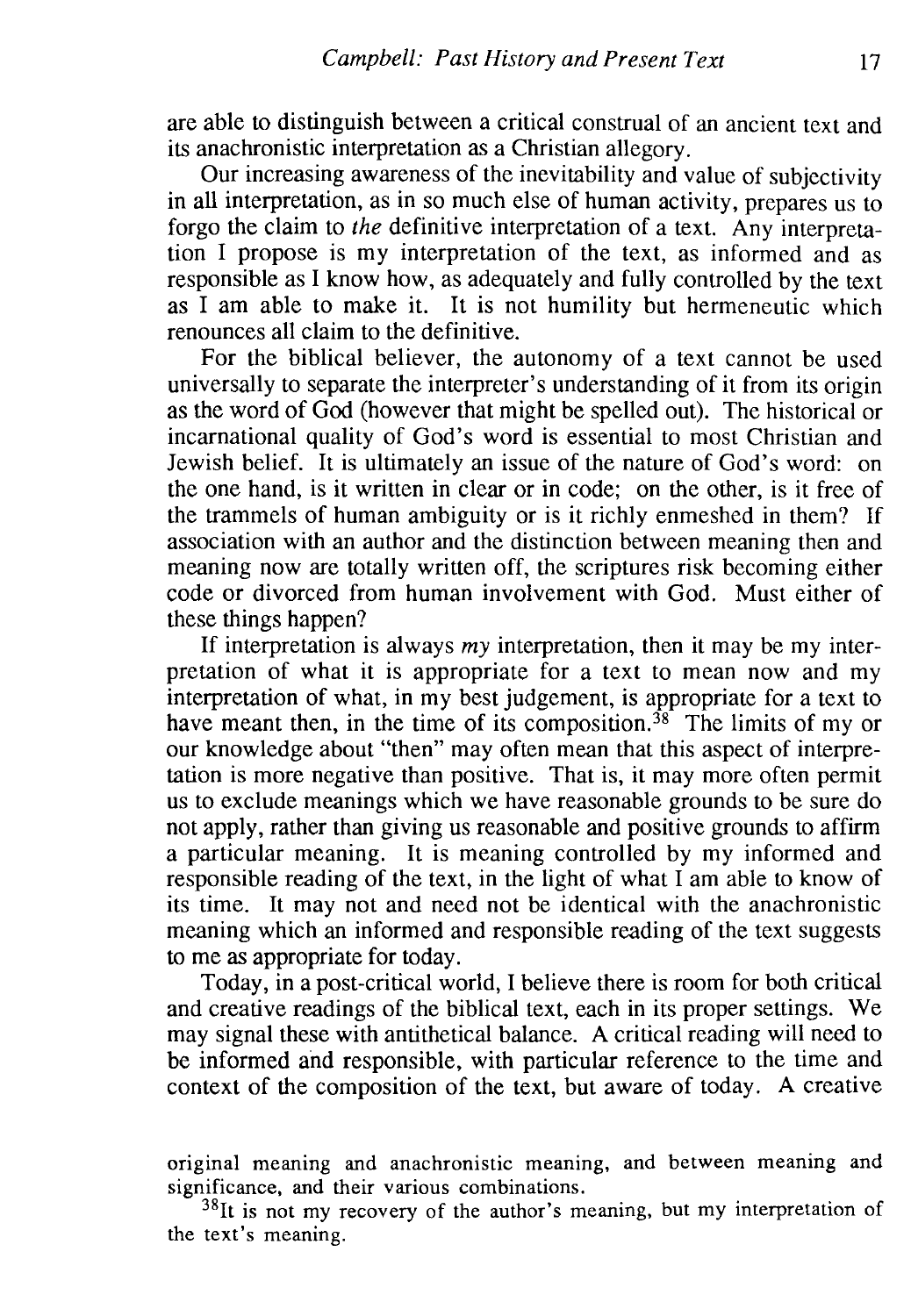are able to distinguish between a critical construal of an ancient text and its anachronistic interpretation as a Christian allegory.

Our increasing awareness of the inevitability and value of subjectivity in all interpretation, as in so much else of human activity, prepares us to forgo the claim to *the* definitive interpretation of a text. Any interpretation I propose is my interpretation of the text, as informed and as responsible as I know how, as adequately and fully controlled by the text as I am able to make it. It is not humility but hermeneutic which renounces all claim to the definitive.

For the biblical believer, the autonomy of a text cannot be used universally to separate the interpreter's understanding of it from its origin as the word of God (however that might be spelled out). The historical or incarnational quality of God's word is essential to most Christian and Jewish belief. It is ultimately an issue of the nature of God's word: on the one hand, is it written in clear or in code; on the other, is it free of the trammels of human ambiguity or is it richly enmeshed in them? If association with an author and the distinction between meaning then and meaning now are totally written off, the scriptures risk becoming either code or divorced from human involvement with God. Must either of these things happen?

If interpretation is always *my* interpretation, then it may be my interpretation of what it is appropriate for a text to mean now and my interpretation of what, in my best judgement, is appropriate for a text to have meant then, in the time of its composition.[38] The limits of my or our knowledge about "then" may often mean that this aspect of interpretation is more negative than positive. That is, it may more often permit us to exclude meanings which we have reasonable grounds to be sure do not apply, rather than giving us reasonable and positive grounds to affirm a particular meaning. It is meaning controlled by my informed and responsible reading of the text, in the light of what I am able to know of its time. It may not and need not be identical with the anachronistic meaning which an informed and responsible reading of the text suggests to me as appropriate for today.

Today, in a post-critical world, I believe there is room for both critical and creative readings of the biblical text, each in its proper settings. We may signal these with antithetical balance. A critical reading will need to be informed and responsible, with particular reference to the time and context of the composition of the text, but aware of today. A creative

original meaning and anachronistic meaning, and between meaning and significance, and their various combinations.

[38]It is not my recovery of the author's meaning, but my interpretation of the text's meaning.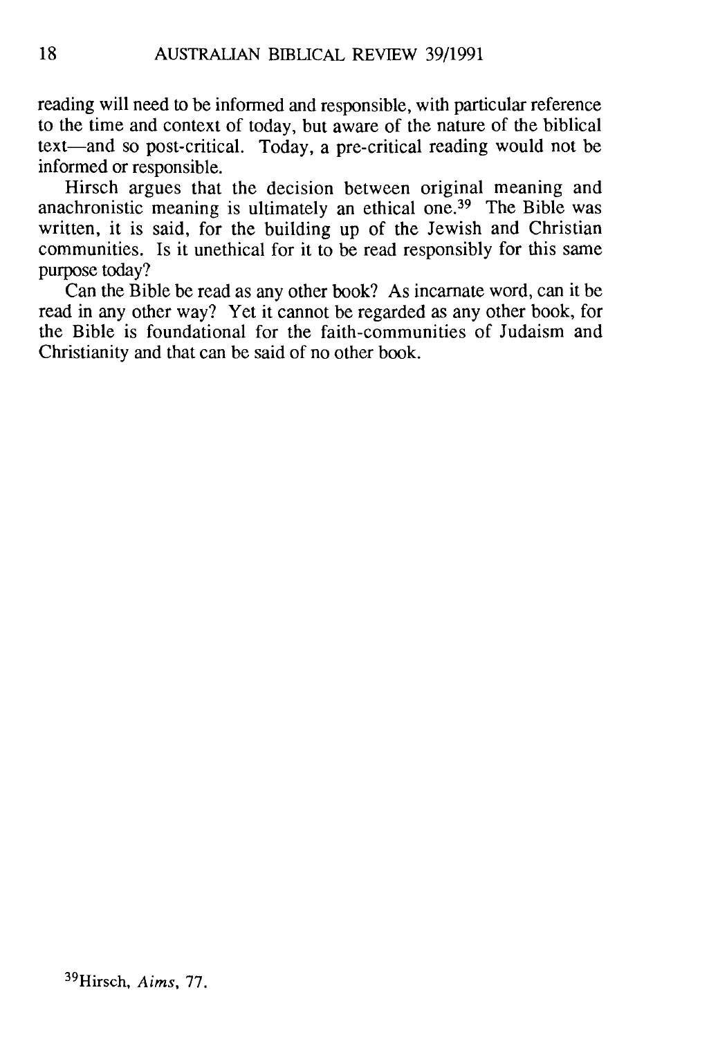reading will need to be informed and responsible, with particular reference to the time and context of today, but aware of the nature of the biblical text—and so post-critical. Today, a pre-critical reading would not be informed or responsible.

Hirsch argues that the decision between original meaning and anachronistic meaning is ultimately an ethical one.[39] The Bible was written, it is said, for the building up of the Jewish and Christian communities. Is it unethical for it to be read responsibly for this same purpose today?

Can the Bible be read as any other book? As incarnate word, can it be read in any other way? Yet it cannot be regarded as any other book, for the Bible is foundational for the faith-communities of Judaism and Christianity and that can be said of no other book.

[39]Hirsch, *Aims*, 77.